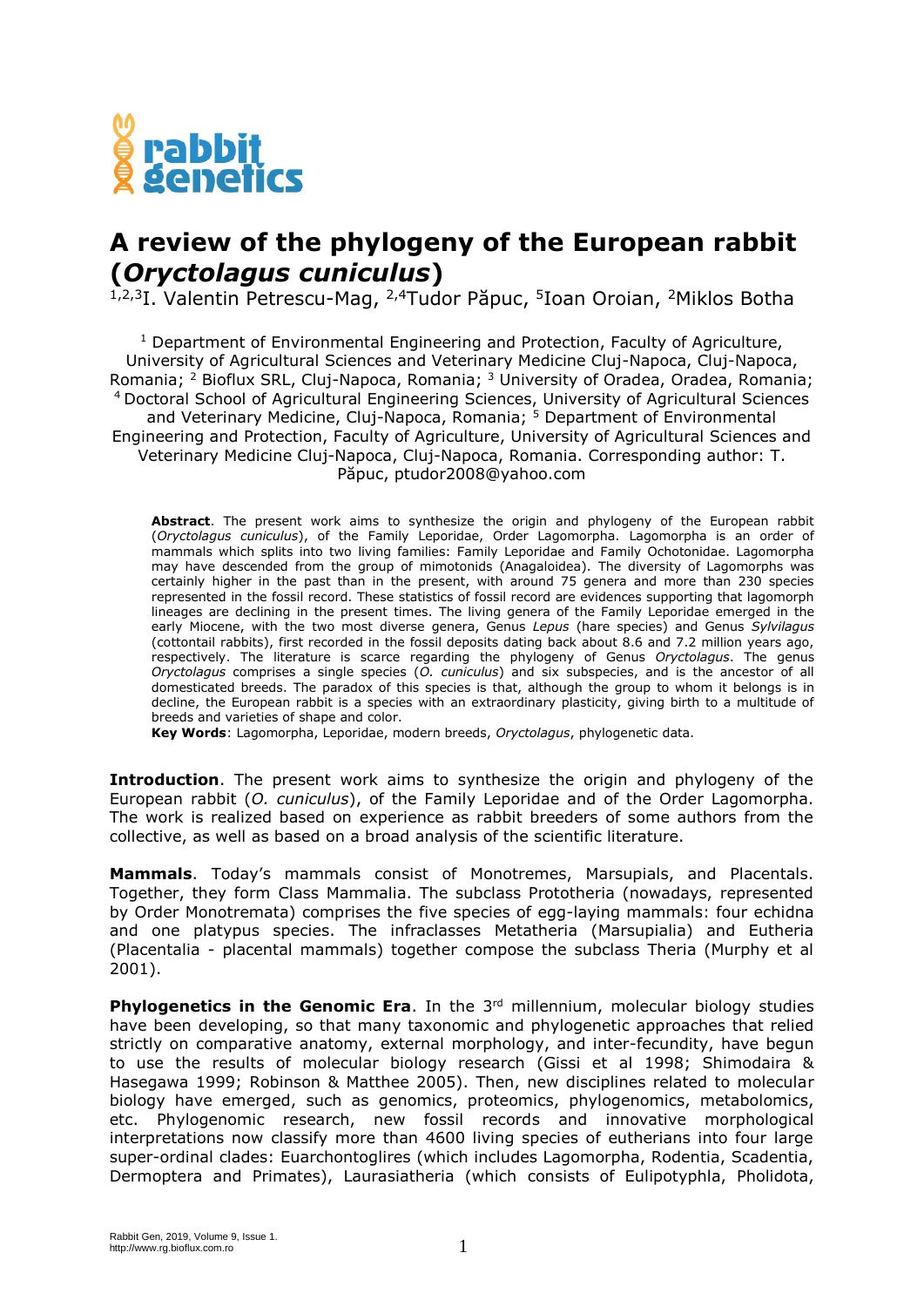# A review of the phylogeny of the European rabbit (*Oryctolagus cuniculus*)

[1,2,3]I. Valentin Petrescu-Mag, [2,4]Tudor Păpuc, [5]Ioan Oroian, [2]Miklos Botha

[1] Department of Environmental Engineering and Protection, Faculty of Agriculture, University of Agricultural Sciences and Veterinary Medicine Cluj-Napoca, Cluj-Napoca, Romania; [2] Bioflux SRL, Cluj-Napoca, Romania; [3] University of Oradea, Oradea, Romania; [4] Doctoral School of Agricultural Engineering Sciences, University of Agricultural Sciences and Veterinary Medicine, Cluj-Napoca, Romania; [5] Department of Environmental Engineering and Protection, Faculty of Agriculture, University of Agricultural Sciences and Veterinary Medicine Cluj-Napoca, Cluj-Napoca, Romania. Corresponding author: T. Păpuc, ptudor2008@yahoo.com

**Abstract**. The present work aims to synthesize the origin and phylogeny of the European rabbit (*Oryctolagus cuniculus*), of the Family Leporidae, Order Lagomorpha. Lagomorpha is an order of mammals which splits into two living families: Family Leporidae and Family Ochotonidae. Lagomorpha may have descended from the group of mimotonids (Anagaloidea). The diversity of Lagomorphs was certainly higher in the past than in the present, with around 75 genera and more than 230 species represented in the fossil record. These statistics of fossil record are evidences supporting that lagomorph lineages are declining in the present times. The living genera of the Family Leporidae emerged in the early Miocene, with the two most diverse genera, Genus *Lepus* (hare species) and Genus *Sylvilagus* (cottontail rabbits), first recorded in the fossil deposits dating back about 8.6 and 7.2 million years ago, respectively. The literature is scarce regarding the phylogeny of Genus *Oryctolagus*. The genus *Oryctolagus* comprises a single species (*O. cuniculus*) and six subspecies, and is the ancestor of all domesticated breeds. The paradox of this species is that, although the group to whom it belongs is in decline, the European rabbit is a species with an extraordinary plasticity, giving birth to a multitude of breeds and varieties of shape and color.

**Key Words**: Lagomorpha, Leporidae, modern breeds, *Oryctolagus*, phylogenetic data.

**Introduction**. The present work aims to synthesize the origin and phylogeny of the European rabbit (*O. cuniculus*), of the Family Leporidae and of the Order Lagomorpha. The work is realized based on experience as rabbit breeders of some authors from the collective, as well as based on a broad analysis of the scientific literature.

**Mammals**. Today's mammals consist of Monotremes, Marsupials, and Placentals. Together, they form Class Mammalia. The subclass Prototheria (nowadays, represented by Order Monotremata) comprises the five species of egg-laying mammals: four echidna and one platypus species. The infraclasses Metatheria (Marsupialia) and Eutheria (Placentalia - placental mammals) together compose the subclass Theria (Murphy et al 2001).

**Phylogenetics in the Genomic Era**. In the 3rd millennium, molecular biology studies have been developing, so that many taxonomic and phylogenetic approaches that relied strictly on comparative anatomy, external morphology, and inter-fecundity, have begun to use the results of molecular biology research (Gissi et al 1998; Shimodaira & Hasegawa 1999; Robinson & Matthee 2005). Then, new disciplines related to molecular biology have emerged, such as genomics, proteomics, phylogenomics, metabolomics, etc. Phylogenomic research, new fossil records and innovative morphological interpretations now classify more than 4600 living species of eutherians into four large super-ordinal clades: Euarchontoglires (which includes Lagomorpha, Rodentia, Scadentia, Dermoptera and Primates), Laurasiatheria (which consists of Eulipotyphla, Pholidota,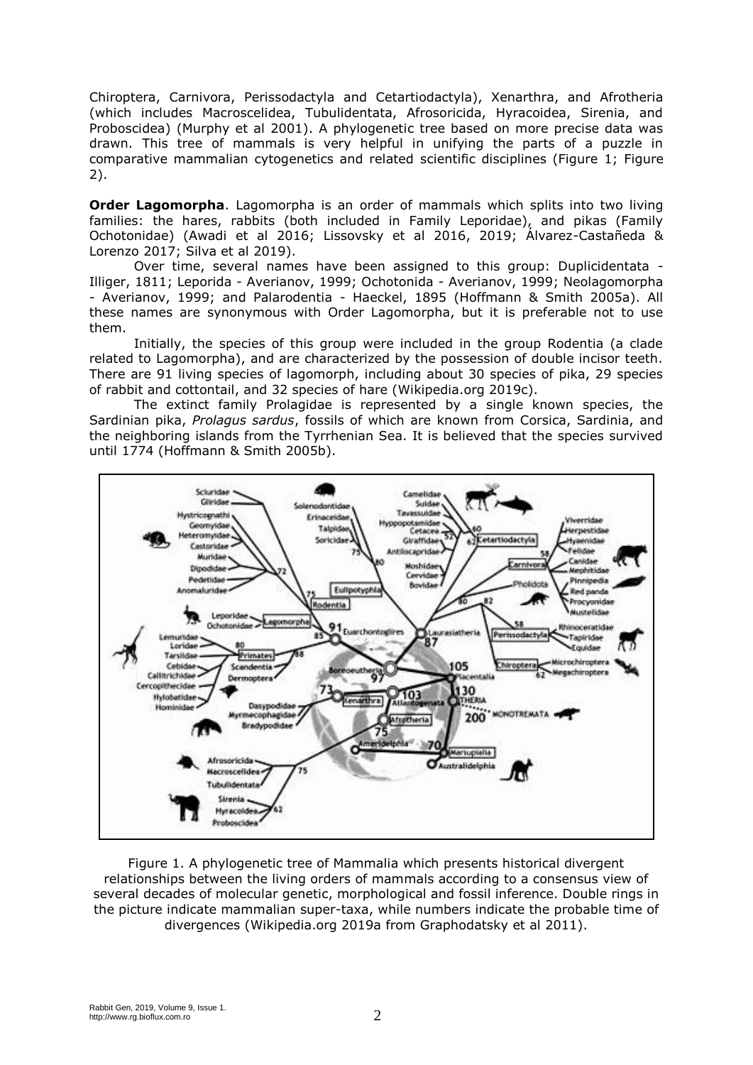Chiroptera, Carnivora, Perissodactyla and Cetartiodactyla), Xenarthra, and Afrotheria (which includes Macroscelidea, Tubulidentata, Afrosoricida, Hyracoidea, Sirenia, and Proboscidea) (Murphy et al 2001). A phylogenetic tree based on more precise data was drawn. This tree of mammals is very helpful in unifying the parts of a puzzle in comparative mammalian cytogenetics and related scientific disciplines (Figure 1; Figure 2).

**Order Lagomorpha**. Lagomorpha is an order of mammals which splits into two living families: the hares, rabbits (both included in Family Leporidae), and pikas (Family Ochotonidae) (Awadi et al 2016; Lissovsky et al 2016, 2019; Álvarez-Castañeda & Lorenzo 2017; Silva et al 2019).

Over time, several names have been assigned to this group: Duplicidentata - Illiger, 1811; Leporida - Averianov, 1999; Ochotonida - Averianov, 1999; Neolagomorpha - Averianov, 1999; and Palarodentia - Haeckel, 1895 (Hoffmann & Smith 2005a). All these names are synonymous with Order Lagomorpha, but it is preferable not to use them.

Initially, the species of this group were included in the group Rodentia (a clade related to Lagomorpha), and are characterized by the possession of double incisor teeth. There are 91 living species of lagomorph, including about 30 species of pika, 29 species of rabbit and cottontail, and 32 species of hare (Wikipedia.org 2019c).

The extinct family Prolagidae is represented by a single known species, the Sardinian pika, *Prolagus sardus*, fossils of which are known from Corsica, Sardinia, and the neighboring islands from the Tyrrhenian Sea. It is believed that the species survived until 1774 (Hoffmann & Smith 2005b).

Figure 1. A phylogenetic tree of Mammalia which presents historical divergent relationships between the living orders of mammals according to a consensus view of several decades of molecular genetic, morphological and fossil inference. Double rings in the picture indicate mammalian super-taxa, while numbers indicate the probable time of divergences (Wikipedia.org 2019a from Graphodatsky et al 2011).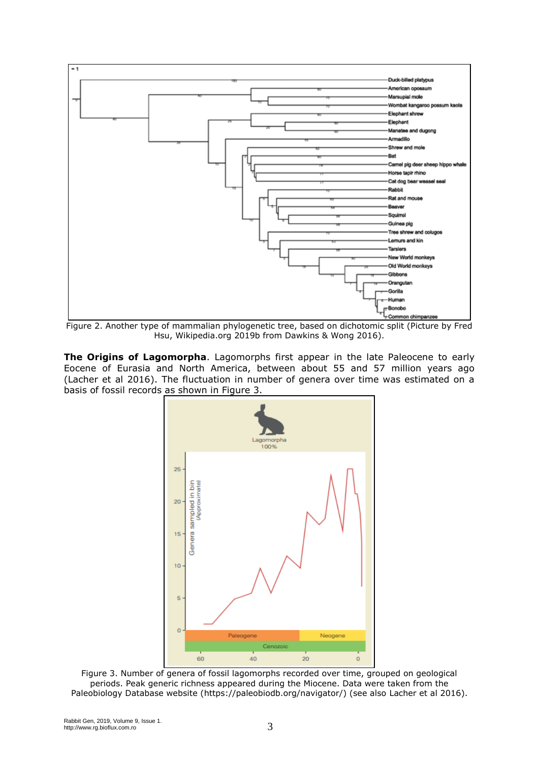Figure 2. Another type of mammalian phylogenetic tree, based on dichotomic split (Picture by Fred Hsu, Wikipedia.org 2019b from Dawkins & Wong 2016).

**The Origins of Lagomorpha**. Lagomorphs first appear in the late Paleocene to early Eocene of Eurasia and North America, between about 55 and 57 million years ago (Lacher et al 2016). The fluctuation in number of genera over time was estimated on a basis of fossil records as shown in Figure 3.

Figure 3. Number of genera of fossil lagomorphs recorded over time, grouped on geological periods. Peak generic richness appeared during the Miocene. Data were taken from the Paleobiology Database website (https://paleobiodb.org/navigator/) (see also Lacher et al 2016).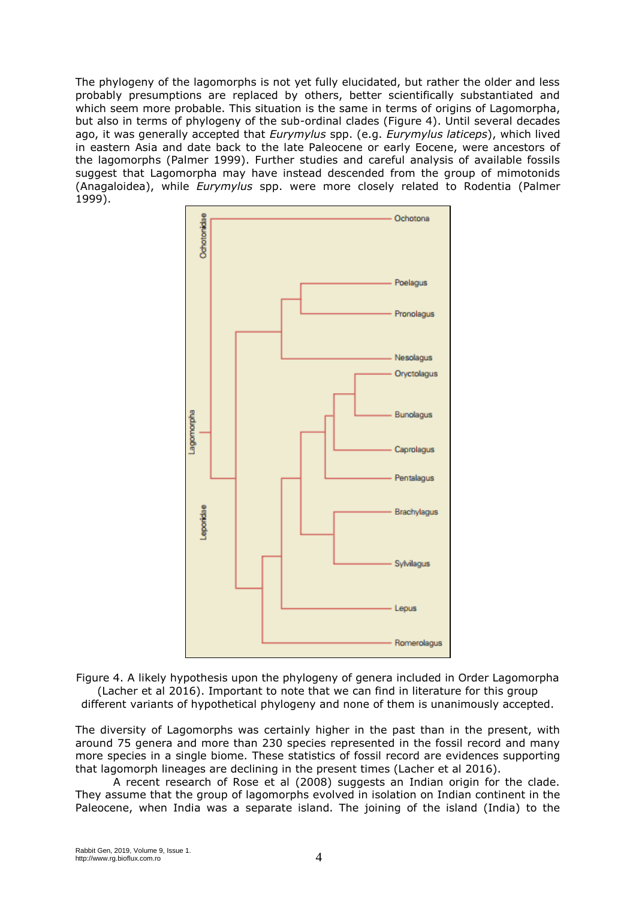The phylogeny of the lagomorphs is not yet fully elucidated, but rather the older and less probably presumptions are replaced by others, better scientifically substantiated and which seem more probable. This situation is the same in terms of origins of Lagomorpha, but also in terms of phylogeny of the sub-ordinal clades (Figure 4). Until several decades ago, it was generally accepted that *Eurymylus* spp. (e.g. *Eurymylus laticeps*), which lived in eastern Asia and date back to the late Paleocene or early Eocene, were ancestors of the lagomorphs (Palmer 1999). Further studies and careful analysis of available fossils suggest that Lagomorpha may have instead descended from the group of mimotonids (Anagaloidea), while *Eurymylus* spp. were more closely related to Rodentia (Palmer 1999).

Figure 4. A likely hypothesis upon the phylogeny of genera included in Order Lagomorpha (Lacher et al 2016). Important to note that we can find in literature for this group different variants of hypothetical phylogeny and none of them is unanimously accepted.

The diversity of Lagomorphs was certainly higher in the past than in the present, with around 75 genera and more than 230 species represented in the fossil record and many more species in a single biome. These statistics of fossil record are evidences supporting that lagomorph lineages are declining in the present times (Lacher et al 2016).

A recent research of Rose et al (2008) suggests an Indian origin for the clade. They assume that the group of lagomorphs evolved in isolation on Indian continent in the Paleocene, when India was a separate island. The joining of the island (India) to the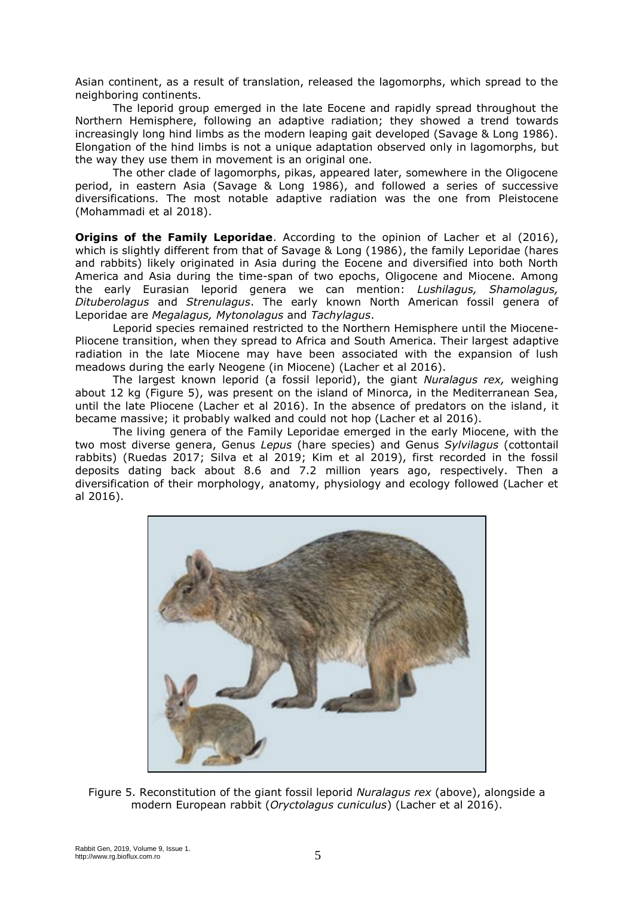Asian continent, as a result of translation, released the lagomorphs, which spread to the neighboring continents.

The leporid group emerged in the late Eocene and rapidly spread throughout the Northern Hemisphere, following an adaptive radiation; they showed a trend towards increasingly long hind limbs as the modern leaping gait developed (Savage & Long 1986). Elongation of the hind limbs is not a unique adaptation observed only in lagomorphs, but the way they use them in movement is an original one.

The other clade of lagomorphs, pikas, appeared later, somewhere in the Oligocene period, in eastern Asia (Savage & Long 1986), and followed a series of successive diversifications. The most notable adaptive radiation was the one from Pleistocene (Mohammadi et al 2018).

**Origins of the Family Leporidae**. According to the opinion of Lacher et al (2016), which is slightly different from that of Savage & Long (1986), the family Leporidae (hares and rabbits) likely originated in Asia during the Eocene and diversified into both North America and Asia during the time-span of two epochs, Oligocene and Miocene. Among the early Eurasian leporid genera we can mention: *Lushilagus, Shamolagus, Dituberolagus* and *Strenulagus*. The early known North American fossil genera of Leporidae are *Megalagus, Mytonolagus* and *Tachylagus*.

Leporid species remained restricted to the Northern Hemisphere until the Miocene-Pliocene transition, when they spread to Africa and South America. Their largest adaptive radiation in the late Miocene may have been associated with the expansion of lush meadows during the early Neogene (in Miocene) (Lacher et al 2016).

The largest known leporid (a fossil leporid), the giant *Nuralagus rex,* weighing about 12 kg (Figure 5), was present on the island of Minorca, in the Mediterranean Sea, until the late Pliocene (Lacher et al 2016). In the absence of predators on the island, it became massive; it probably walked and could not hop (Lacher et al 2016).

The living genera of the Family Leporidae emerged in the early Miocene, with the two most diverse genera, Genus *Lepus* (hare species) and Genus *Sylvilagus* (cottontail rabbits) (Ruedas 2017; Silva et al 2019; Kim et al 2019), first recorded in the fossil deposits dating back about 8.6 and 7.2 million years ago, respectively. Then a diversification of their morphology, anatomy, physiology and ecology followed (Lacher et al 2016).

Figure 5. Reconstitution of the giant fossil leporid *Nuralagus rex* (above), alongside a modern European rabbit (*Oryctolagus cuniculus*) (Lacher et al 2016).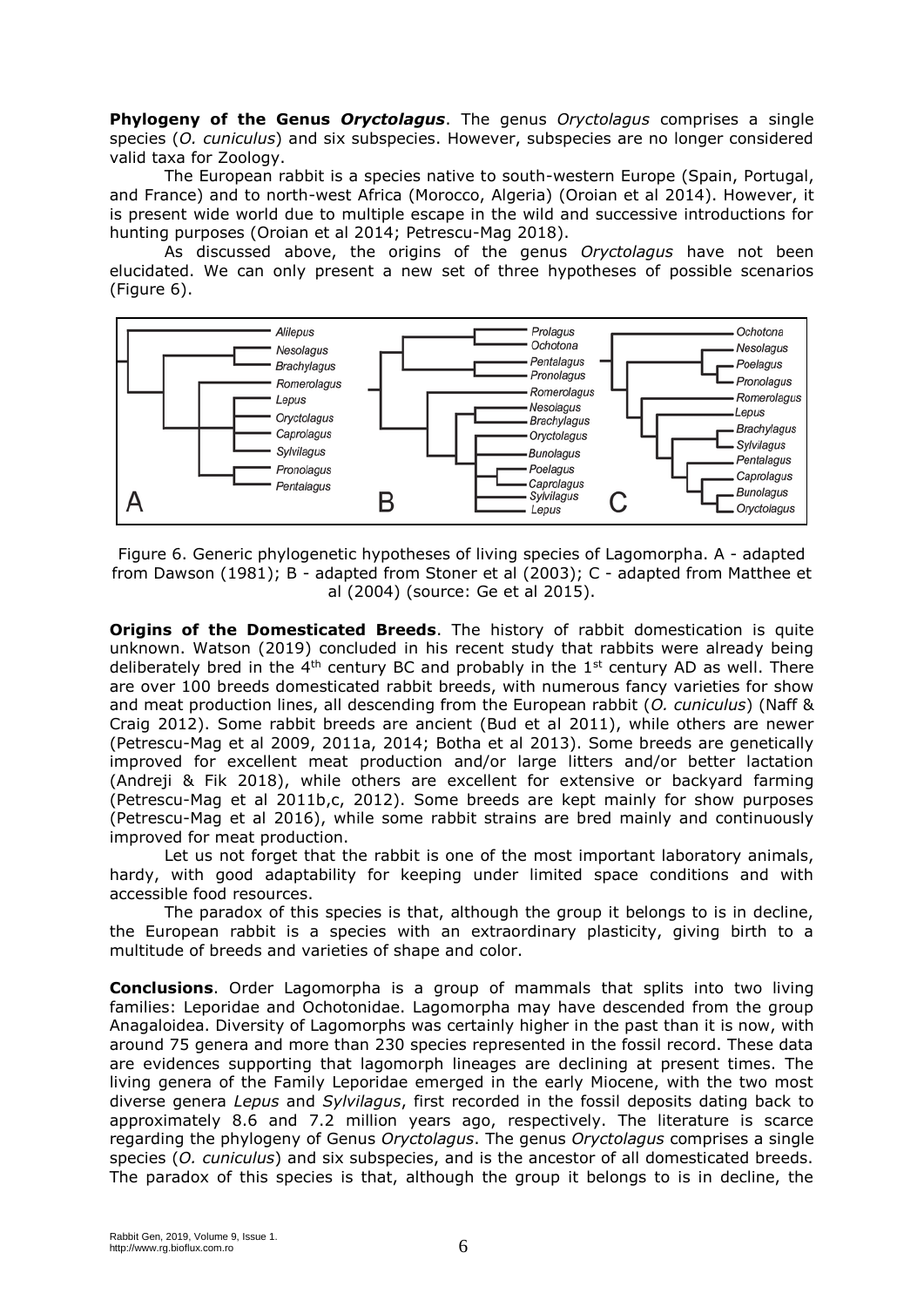**Phylogeny of the Genus *Oryctolagus***. The genus *Oryctolagus* comprises a single species (*O. cuniculus*) and six subspecies. However, subspecies are no longer considered valid taxa for Zoology.

The European rabbit is a species native to south-western Europe (Spain, Portugal, and France) and to north-west Africa (Morocco, Algeria) (Oroian et al 2014). However, it is present wide world due to multiple escape in the wild and successive introductions for hunting purposes (Oroian et al 2014; Petrescu-Mag 2018).

As discussed above, the origins of the genus *Oryctolagus* have not been elucidated. We can only present a new set of three hypotheses of possible scenarios (Figure 6).

Figure 6. Generic phylogenetic hypotheses of living species of Lagomorpha. A - adapted from Dawson (1981); B - adapted from Stoner et al (2003); C - adapted from Matthee et al (2004) (source: Ge et al 2015).

**Origins of the Domesticated Breeds**. The history of rabbit domestication is quite unknown. Watson (2019) concluded in his recent study that rabbits were already being deliberately bred in the 4th century BC and probably in the 1st century AD as well. There are over 100 breeds domesticated rabbit breeds, with numerous fancy varieties for show and meat production lines, all descending from the European rabbit (*O. cuniculus*) (Naff & Craig 2012). Some rabbit breeds are ancient (Bud et al 2011), while others are newer (Petrescu-Mag et al 2009, 2011a, 2014; Botha et al 2013). Some breeds are genetically improved for excellent meat production and/or large litters and/or better lactation (Andreji & Fik 2018), while others are excellent for extensive or backyard farming (Petrescu-Mag et al 2011b,c, 2012). Some breeds are kept mainly for show purposes (Petrescu-Mag et al 2016), while some rabbit strains are bred mainly and continuously improved for meat production.

Let us not forget that the rabbit is one of the most important laboratory animals, hardy, with good adaptability for keeping under limited space conditions and with accessible food resources.

The paradox of this species is that, although the group it belongs to is in decline, the European rabbit is a species with an extraordinary plasticity, giving birth to a multitude of breeds and varieties of shape and color.

**Conclusions**. Order Lagomorpha is a group of mammals that splits into two living families: Leporidae and Ochotonidae. Lagomorpha may have descended from the group Anagaloidea. Diversity of Lagomorphs was certainly higher in the past than it is now, with around 75 genera and more than 230 species represented in the fossil record. These data are evidences supporting that lagomorph lineages are declining at present times. The living genera of the Family Leporidae emerged in the early Miocene, with the two most diverse genera *Lepus* and *Sylvilagus*, first recorded in the fossil deposits dating back to approximately 8.6 and 7.2 million years ago, respectively. The literature is scarce regarding the phylogeny of Genus *Oryctolagus*. The genus *Oryctolagus* comprises a single species (*O. cuniculus*) and six subspecies, and is the ancestor of all domesticated breeds. The paradox of this species is that, although the group it belongs to is in decline, the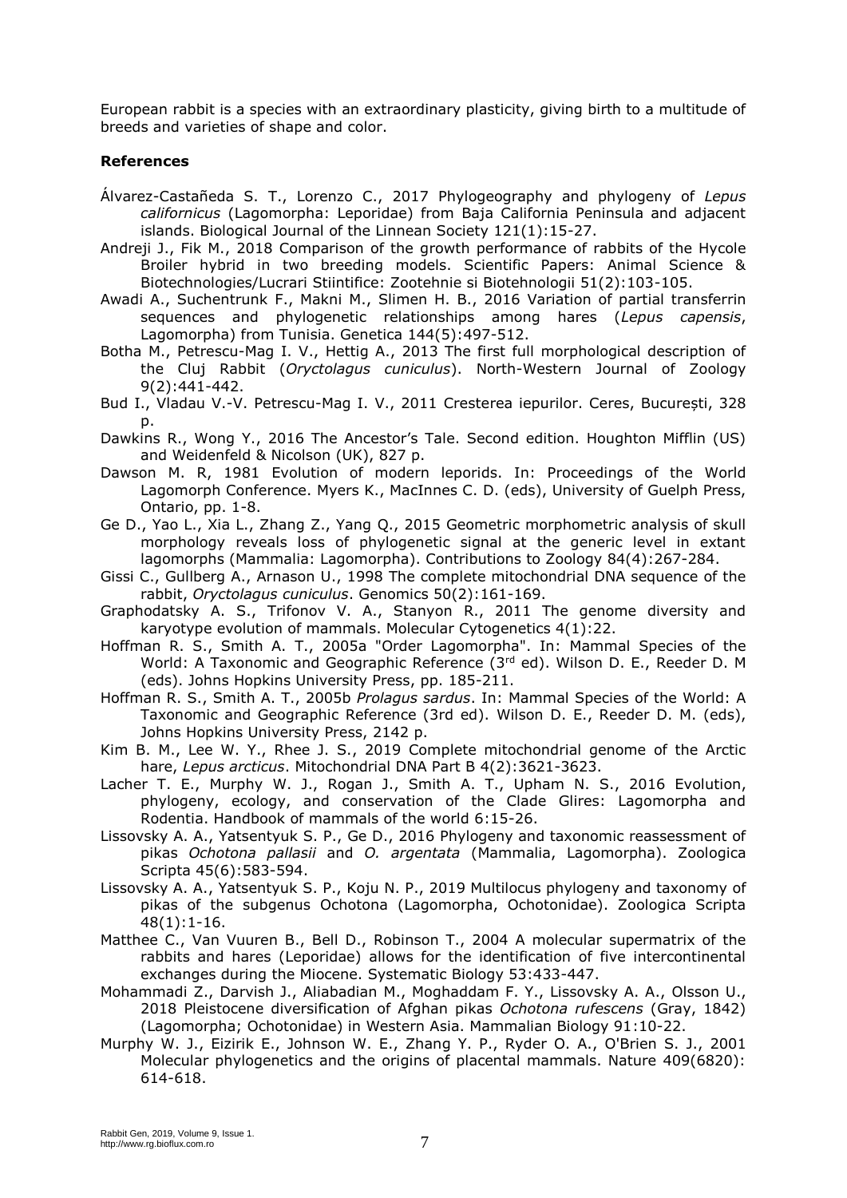European rabbit is a species with an extraordinary plasticity, giving birth to a multitude of breeds and varieties of shape and color.

**References**

Álvarez-Castañeda S. T., Lorenzo C., 2017 Phylogeography and phylogeny of *Lepus californicus* (Lagomorpha: Leporidae) from Baja California Peninsula and adjacent islands. Biological Journal of the Linnean Society 121(1):15-27.

Andreji J., Fik M., 2018 Comparison of the growth performance of rabbits of the Hycole Broiler hybrid in two breeding models. Scientific Papers: Animal Science & Biotechnologies/Lucrari Stiintifice: Zootehnie si Biotehnologii 51(2):103-105.

Awadi A., Suchentrunk F., Makni M., Slimen H. B., 2016 Variation of partial transferrin sequences and phylogenetic relationships among hares (*Lepus capensis*, Lagomorpha) from Tunisia. Genetica 144(5):497-512.

Botha M., Petrescu-Mag I. V., Hettig A., 2013 The first full morphological description of the Cluj Rabbit (*Oryctolagus cuniculus*). North-Western Journal of Zoology 9(2):441-442.

Bud I., Vladau V.-V. Petrescu-Mag I. V., 2011 Cresterea iepurilor. Ceres, București, 328 p.

Dawkins R., Wong Y., 2016 The Ancestor's Tale. Second edition. Houghton Mifflin (US) and Weidenfeld & Nicolson (UK), 827 p.

Dawson M. R, 1981 Evolution of modern leporids. In: Proceedings of the World Lagomorph Conference. Myers K., MacInnes C. D. (eds), University of Guelph Press, Ontario, pp. 1-8.

Ge D., Yao L., Xia L., Zhang Z., Yang Q., 2015 Geometric morphometric analysis of skull morphology reveals loss of phylogenetic signal at the generic level in extant lagomorphs (Mammalia: Lagomorpha). Contributions to Zoology 84(4):267-284.

Gissi C., Gullberg A., Arnason U., 1998 The complete mitochondrial DNA sequence of the rabbit, *Oryctolagus cuniculus*. Genomics 50(2):161-169.

Graphodatsky A. S., Trifonov V. A., Stanyon R., 2011 The genome diversity and karyotype evolution of mammals. Molecular Cytogenetics 4(1):22.

Hoffman R. S., Smith A. T., 2005a "Order Lagomorpha". In: Mammal Species of the World: A Taxonomic and Geographic Reference (3rd ed). Wilson D. E., Reeder D. M (eds). Johns Hopkins University Press, pp. 185-211.

Hoffman R. S., Smith A. T., 2005b *Prolagus sardus*. In: Mammal Species of the World: A Taxonomic and Geographic Reference (3rd ed). Wilson D. E., Reeder D. M. (eds), Johns Hopkins University Press, 2142 p.

Kim B. M., Lee W. Y., Rhee J. S., 2019 Complete mitochondrial genome of the Arctic hare, *Lepus arcticus*. Mitochondrial DNA Part B 4(2):3621-3623.

Lacher T. E., Murphy W. J., Rogan J., Smith A. T., Upham N. S., 2016 Evolution, phylogeny, ecology, and conservation of the Clade Glires: Lagomorpha and Rodentia. Handbook of mammals of the world 6:15-26.

Lissovsky A. A., Yatsentyuk S. P., Ge D., 2016 Phylogeny and taxonomic reassessment of pikas *Ochotona pallasii* and *O. argentata* (Mammalia, Lagomorpha). Zoologica Scripta 45(6):583-594.

Lissovsky A. A., Yatsentyuk S. P., Koju N. P., 2019 Multilocus phylogeny and taxonomy of pikas of the subgenus Ochotona (Lagomorpha, Ochotonidae). Zoologica Scripta 48(1):1-16.

Matthee C., Van Vuuren B., Bell D., Robinson T., 2004 A molecular supermatrix of the rabbits and hares (Leporidae) allows for the identification of five intercontinental exchanges during the Miocene. Systematic Biology 53:433-447.

Mohammadi Z., Darvish J., Aliabadian M., Moghaddam F. Y., Lissovsky A. A., Olsson U., 2018 Pleistocene diversification of Afghan pikas *Ochotona rufescens* (Gray, 1842) (Lagomorpha; Ochotonidae) in Western Asia. Mammalian Biology 91:10-22.

Murphy W. J., Eizirik E., Johnson W. E., Zhang Y. P., Ryder O. A., O'Brien S. J., 2001 Molecular phylogenetics and the origins of placental mammals. Nature 409(6820): 614-618.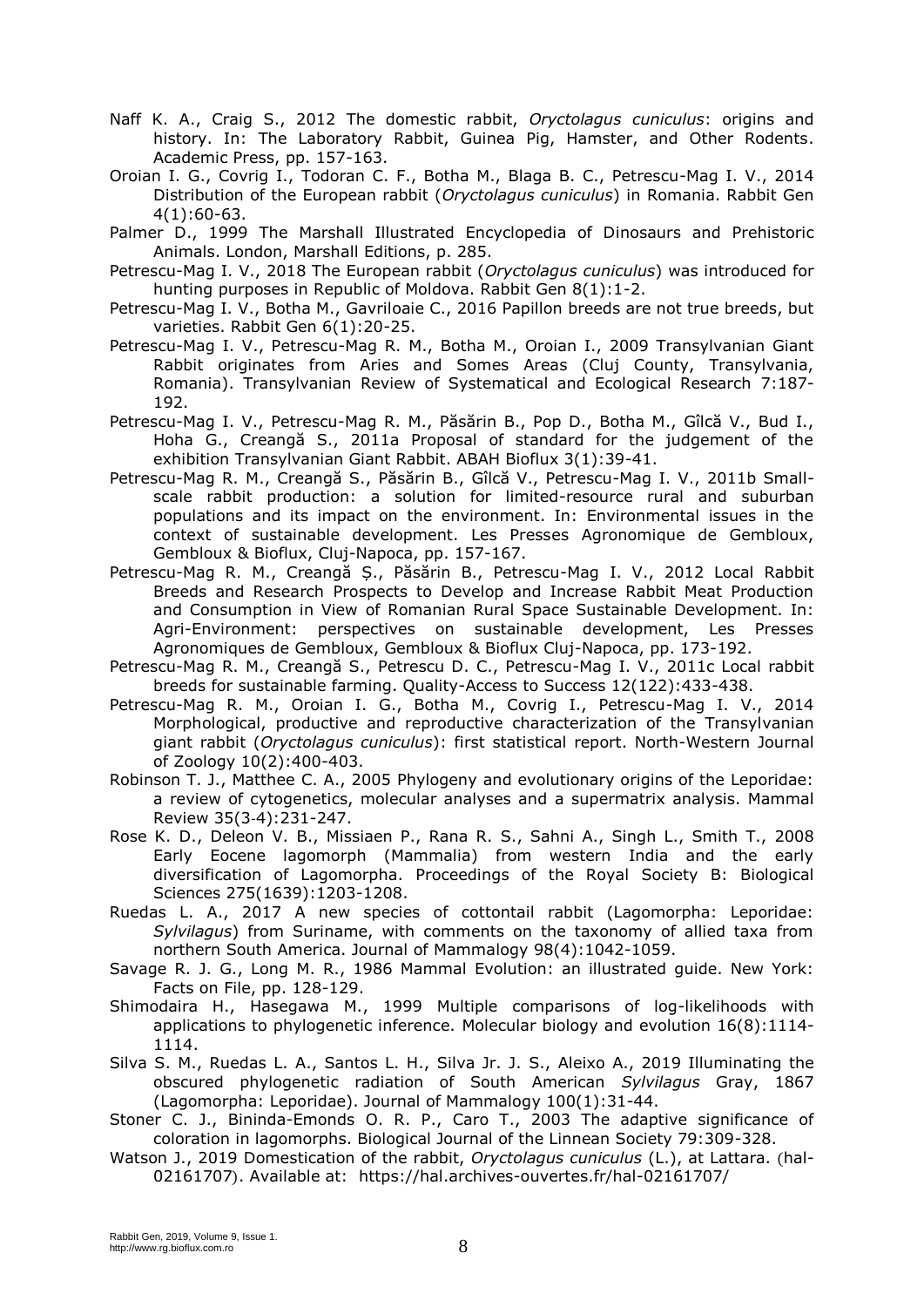Naff K. A., Craig S., 2012 The domestic rabbit, *Oryctolagus cuniculus*: origins and history. In: The Laboratory Rabbit, Guinea Pig, Hamster, and Other Rodents. Academic Press, pp. 157-163.

Oroian I. G., Covrig I., Todoran C. F., Botha M., Blaga B. C., Petrescu-Mag I. V., 2014 Distribution of the European rabbit (*Oryctolagus cuniculus*) in Romania. Rabbit Gen 4(1):60-63.

Palmer D., 1999 The Marshall Illustrated Encyclopedia of Dinosaurs and Prehistoric Animals. London, Marshall Editions, p. 285.

Petrescu-Mag I. V., 2018 The European rabbit (*Oryctolagus cuniculus*) was introduced for hunting purposes in Republic of Moldova. Rabbit Gen 8(1):1-2.

Petrescu-Mag I. V., Botha M., Gavriloaie C., 2016 Papillon breeds are not true breeds, but varieties. Rabbit Gen 6(1):20-25.

Petrescu-Mag I. V., Petrescu-Mag R. M., Botha M., Oroian I., 2009 Transylvanian Giant Rabbit originates from Aries and Somes Areas (Cluj County, Transylvania, Romania). Transylvanian Review of Systematical and Ecological Research 7:187-192.

Petrescu-Mag I. V., Petrescu-Mag R. M., Păsărin B., Pop D., Botha M., Gîlcă V., Bud I., Hoha G., Creangă S., 2011a Proposal of standard for the judgement of the exhibition Transylvanian Giant Rabbit. ABAH Bioflux 3(1):39-41.

Petrescu-Mag R. M., Creangă S., Păsărin B., Gîlcă V., Petrescu-Mag I. V., 2011b Small-scale rabbit production: a solution for limited-resource rural and suburban populations and its impact on the environment. In: Environmental issues in the context of sustainable development. Les Presses Agronomique de Gembloux, Gembloux & Bioflux, Cluj-Napoca, pp. 157-167.

Petrescu-Mag R. M., Creangă Ș., Păsărin B., Petrescu-Mag I. V., 2012 Local Rabbit Breeds and Research Prospects to Develop and Increase Rabbit Meat Production and Consumption in View of Romanian Rural Space Sustainable Development. In: Agri-Environment: perspectives on sustainable development, Les Presses Agronomiques de Gembloux, Gembloux & Bioflux Cluj-Napoca, pp. 173-192.

Petrescu-Mag R. M., Creangă S., Petrescu D. C., Petrescu-Mag I. V., 2011c Local rabbit breeds for sustainable farming. Quality-Access to Success 12(122):433-438.

Petrescu-Mag R. M., Oroian I. G., Botha M., Covrig I., Petrescu-Mag I. V., 2014 Morphological, productive and reproductive characterization of the Transylvanian giant rabbit (*Oryctolagus cuniculus*): first statistical report. North-Western Journal of Zoology 10(2):400-403.

Robinson T. J., Matthee C. A., 2005 Phylogeny and evolutionary origins of the Leporidae: a review of cytogenetics, molecular analyses and a supermatrix analysis. Mammal Review 35(3-4):231-247.

Rose K. D., Deleon V. B., Missiaen P., Rana R. S., Sahni A., Singh L., Smith T., 2008 Early Eocene lagomorph (Mammalia) from western India and the early diversification of Lagomorpha. Proceedings of the Royal Society B: Biological Sciences 275(1639):1203-1208.

Ruedas L. A., 2017 A new species of cottontail rabbit (Lagomorpha: Leporidae: *Sylvilagus*) from Suriname, with comments on the taxonomy of allied taxa from northern South America. Journal of Mammalogy 98(4):1042-1059.

Savage R. J. G., Long M. R., 1986 Mammal Evolution: an illustrated guide. New York: Facts on File, pp. 128-129.

Shimodaira H., Hasegawa M., 1999 Multiple comparisons of log-likelihoods with applications to phylogenetic inference. Molecular biology and evolution 16(8):1114-1114.

Silva S. M., Ruedas L. A., Santos L. H., Silva Jr. J. S., Aleixo A., 2019 Illuminating the obscured phylogenetic radiation of South American *Sylvilagus* Gray, 1867 (Lagomorpha: Leporidae). Journal of Mammalogy 100(1):31-44.

Stoner C. J., Bininda-Emonds O. R. P., Caro T., 2003 The adaptive significance of coloration in lagomorphs. Biological Journal of the Linnean Society 79:309-328.

Watson J., 2019 Domestication of the rabbit, *Oryctolagus cuniculus* (L.), at Lattara. (hal-02161707). Available at: https://hal.archives-ouvertes.fr/hal-02161707/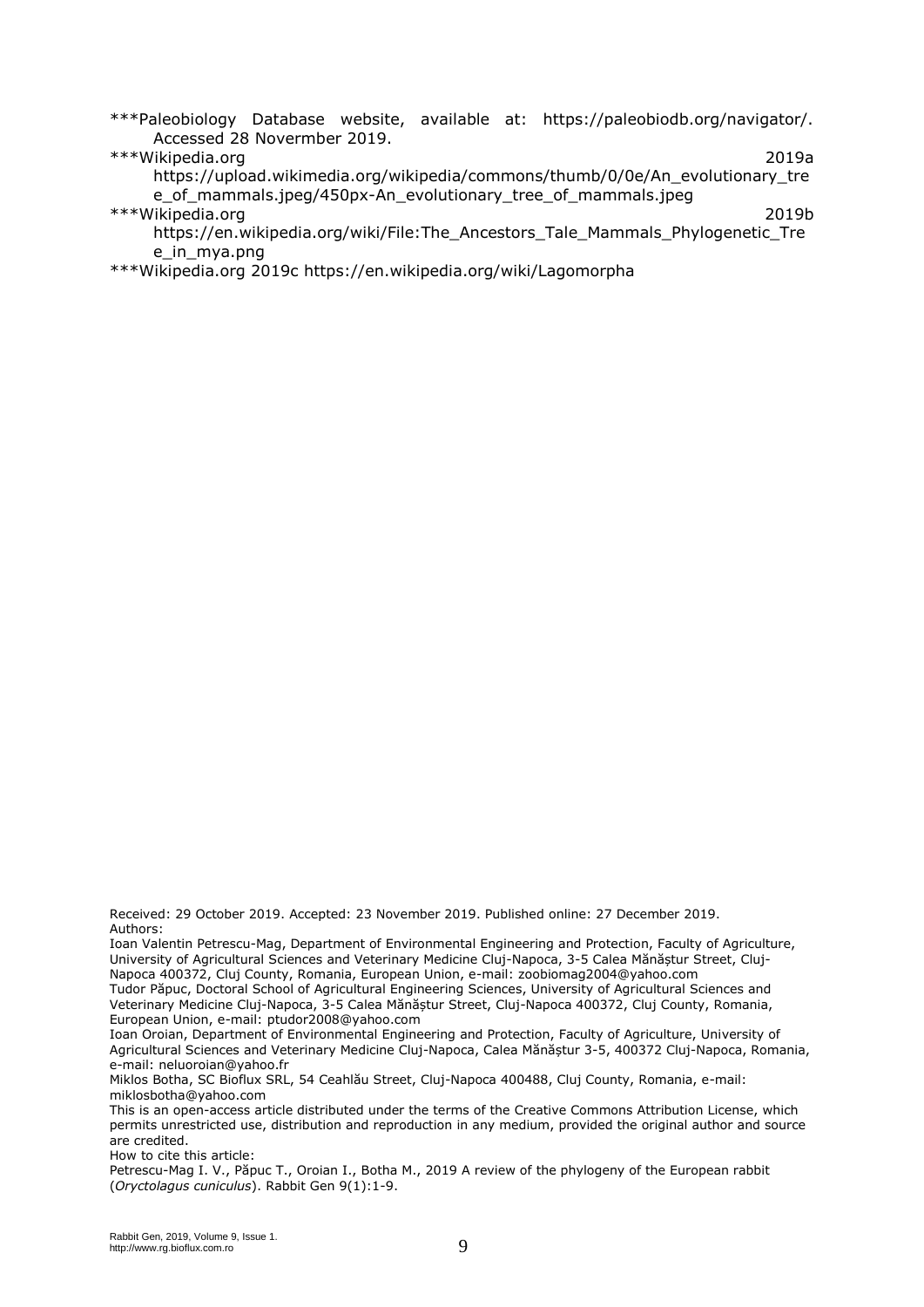***Paleobiology Database website, available at: https://paleobiodb.org/navigator/. Accessed 28 Novermber 2019.

***Wikipedia.org 2019a https://upload.wikimedia.org/wikipedia/commons/thumb/0/0e/An_evolutionary_tree_of_mammals.jpeg/450px-An_evolutionary_tree_of_mammals.jpeg

***Wikipedia.org 2019b https://en.wikipedia.org/wiki/File:The_Ancestors_Tale_Mammals_Phylogenetic_Tree_in_mya.png

***Wikipedia.org 2019c https://en.wikipedia.org/wiki/Lagomorpha

Received: 29 October 2019. Accepted: 23 November 2019. Published online: 27 December 2019.

Authors:

Ioan Valentin Petrescu-Mag, Department of Environmental Engineering and Protection, Faculty of Agriculture, University of Agricultural Sciences and Veterinary Medicine Cluj-Napoca, 3-5 Calea Mănăștur Street, Cluj-Napoca 400372, Cluj County, Romania, European Union, e-mail: zoobiomag2004@yahoo.com

Tudor Păpuc, Doctoral School of Agricultural Engineering Sciences, University of Agricultural Sciences and Veterinary Medicine Cluj-Napoca, 3-5 Calea Mănăștur Street, Cluj-Napoca 400372, Cluj County, Romania, European Union, e-mail: ptudor2008@yahoo.com

Ioan Oroian, Department of Environmental Engineering and Protection, Faculty of Agriculture, University of Agricultural Sciences and Veterinary Medicine Cluj-Napoca, Calea Mănăștur 3-5, 400372 Cluj-Napoca, Romania, e-mail: neluoroian@yahoo.fr

Miklos Botha, SC Bioflux SRL, 54 Ceahlău Street, Cluj-Napoca 400488, Cluj County, Romania, e-mail: miklosbotha@yahoo.com

This is an open-access article distributed under the terms of the Creative Commons Attribution License, which permits unrestricted use, distribution and reproduction in any medium, provided the original author and source are credited.

How to cite this article:

Petrescu-Mag I. V., Păpuc T., Oroian I., Botha M., 2019 A review of the phylogeny of the European rabbit (*Oryctolagus cuniculus*). Rabbit Gen 9(1):1-9.